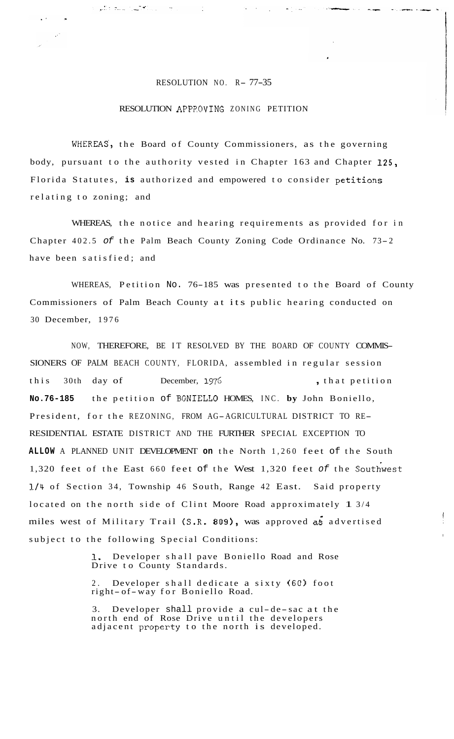RESOLUTION NO. R- 77-35

RESOLUTION APPROVING ZONING PETITION

WHEREAS, the Board of County Commissioners, as the governing body, pursuant to the authority vested in Chapter 163 and Chapter 125, Florida Statutes, is authorized and empowered to consider petitions relating to zoning; and

WHEREAS, the notice and hearing requirements as provided for in Chapter 402.5 of the Palm Beach County Zoning Code Ordinance No. 73-2 have been satisfied; and

WHEREAS, Petition No. 76-185 was presented to the Board of County Commissioners of Palm Beach County at its public hearing conducted on 30 December, 1976

NOW, THEREFORE, BE IT RESOLVED BY THE BOARD OF COUNTY COMMISSIONERS OF PALM BEACH COUNTY, FLORIDA, assembled in regular session this 30th day of December, 1976, that petition No.76-185 the petition of BONIELLO HOMES, INC. by John Boniello, President, for the REZONING, FROM AG-AGRICULTURAL DISTRICT TO RE-RESIDENTIAL ESTATE DISTRICT AND THE FURTHER SPECIAL EXCEPTION TO ALLOW A PLANNED UNIT DEVELOPMENT on the North 1,260 feet of the South 1,320 feet of the East 660 feet of the West 1,320 feet of the Southwest 1/4 of Section 34, Township 46 South, Range 42 East. Said property located on the north side of Clint Moore Road approximately 1 3/4 miles west of Military Trail (S.R. 809), was approved as advertised subject to the following Special Conditions:

1. Developer shall pave Boniello Road and Rose Drive to County Standards.

2. Developer shall dedicate a sixty (60) foot right-of-way for Boniello Road.

3. Developer shall provide a cul-de-sac at the north end of Rose Drive until the developers adjacent property to the north is developed.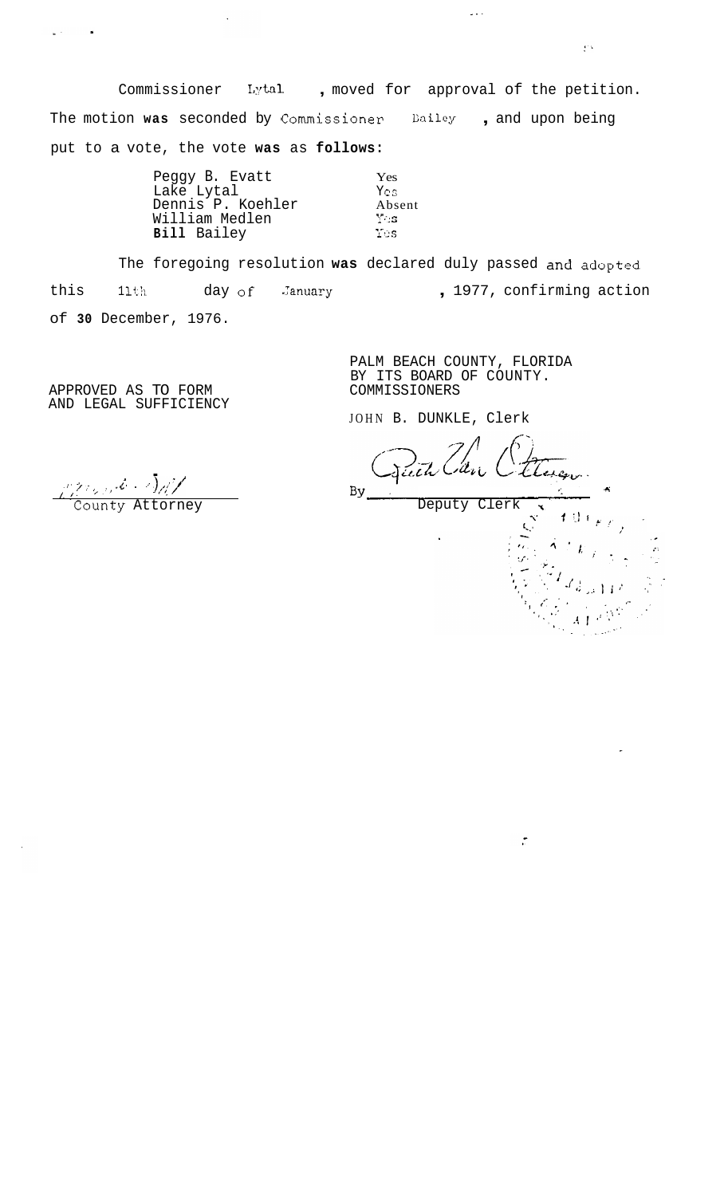Commissioner Lytal, moved for approval of the petition. The motion was seconded by Commissioner Bailey, and upon being put to a vote, the vote was as follows:

| | |
|---|---|
| Peggy B. Evatt | Yes |
| Lake Lytal | Yes |
| Dennis P. Koehler | Absent |
| William Medlen | Yes |
| Bill Bailey | Yes |

The foregoing resolution was declared duly passed and adopted this 11th day of January, 1977, confirming action of 30 December, 1976.

APPROVED AS TO FORM
AND LEGAL SUFFICIENCY

County Attorney

PALM BEACH COUNTY, FLORIDA
BY ITS BOARD OF COUNTY.
COMMISSIONERS

JOHN B. DUNKLE, Clerk

By
Deputy Clerk